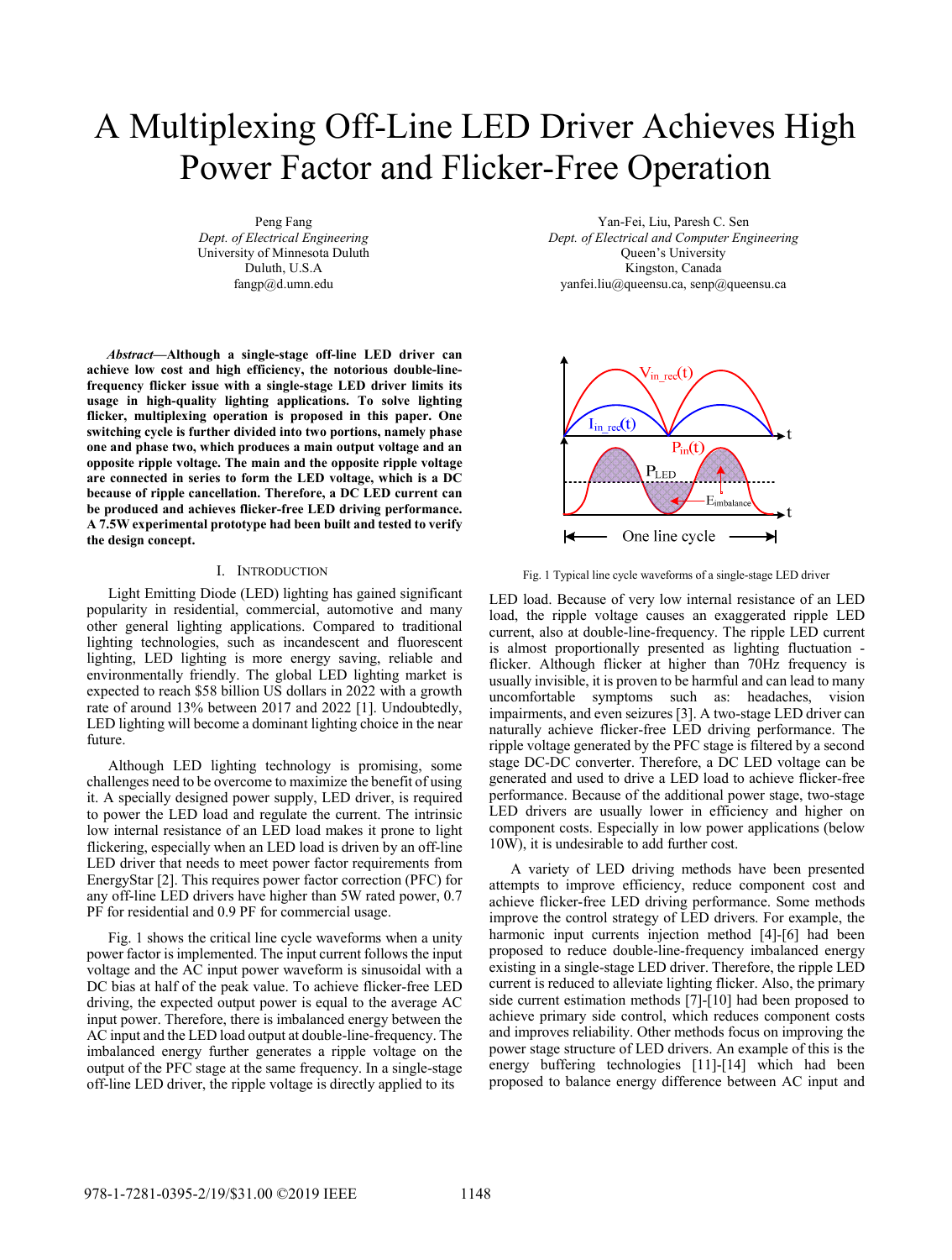# A Multiplexing Off-Line LED Driver Achieves High Power Factor and Flicker-Free Operation

Peng Fang
*Dept. of Electrical Engineering*
University of Minnesota Duluth
Duluth, U.S.A
fangp@d.umn.edu

Yan-Fei, Liu, Paresh C. Sen
*Dept. of Electrical and Computer Engineering*
Queen's University
Kingston, Canada
yanfei.liu@queensu.ca, senp@queensu.ca

***Abstract*—Although a single-stage off-line LED driver can achieve low cost and high efficiency, the notorious double-line-frequency flicker issue with a single-stage LED driver limits its usage in high-quality lighting applications. To solve lighting flicker, multiplexing operation is proposed in this paper. One switching cycle is further divided into two portions, namely phase one and phase two, which produces a main output voltage and an opposite ripple voltage. The main and the opposite ripple voltage are connected in series to form the LED voltage, which is a DC because of ripple cancellation. Therefore, a DC LED current can be produced and achieves flicker-free LED driving performance. A 7.5W experimental prototype had been built and tested to verify the design concept.**

## I. Introduction

Light Emitting Diode (LED) lighting has gained significant popularity in residential, commercial, automotive and many other general lighting applications. Compared to traditional lighting technologies, such as incandescent and fluorescent lighting, LED lighting is more energy saving, reliable and environmentally friendly. The global LED lighting market is expected to reach $58 billion US dollars in 2022 with a growth rate of around 13% between 2017 and 2022 [1]. Undoubtedly, LED lighting will become a dominant lighting choice in the near future.

Although LED lighting technology is promising, some challenges need to be overcome to maximize the benefit of using it. A specially designed power supply, LED driver, is required to power the LED load and regulate the current. The intrinsic low internal resistance of an LED load makes it prone to light flickering, especially when an LED load is driven by an off-line LED driver that needs to meet power factor requirements from EnergyStar [2]. This requires power factor correction (PFC) for any off-line LED drivers have higher than 5W rated power, 0.7 PF for residential and 0.9 PF for commercial usage.

Fig. 1 shows the critical line cycle waveforms when a unity power factor is implemented. The input current follows the input voltage and the AC input power waveform is sinusoidal with a DC bias at half of the peak value. To achieve flicker-free LED driving, the expected output power is equal to the average AC input power. Therefore, there is imbalanced energy between the AC input and the LED load output at double-line-frequency. The imbalanced energy further generates a ripple voltage on the output of the PFC stage at the same frequency. In a single-stage off-line LED driver, the ripple voltage is directly applied to its

Fig. 1 Typical line cycle waveforms of a single-stage LED driver

LED load. Because of very low internal resistance of an LED load, the ripple voltage causes an exaggerated ripple LED current, also at double-line-frequency. The ripple LED current is almost proportionally presented as lighting fluctuation - flicker. Although flicker at higher than 70Hz frequency is usually invisible, it is proven to be harmful and can lead to many uncomfortable symptoms such as: headaches, vision impairments, and even seizures [3]. A two-stage LED driver can naturally achieve flicker-free LED driving performance. The ripple voltage generated by the PFC stage is filtered by a second stage DC-DC converter. Therefore, a DC LED voltage can be generated and used to drive a LED load to achieve flicker-free performance. Because of the additional power stage, two-stage LED drivers are usually lower in efficiency and higher on component costs. Especially in low power applications (below 10W), it is undesirable to add further cost.

A variety of LED driving methods have been presented attempts to improve efficiency, reduce component cost and achieve flicker-free LED driving performance. Some methods improve the control strategy of LED drivers. For example, the harmonic input currents injection method [4]-[6] had been proposed to reduce double-line-frequency imbalanced energy existing in a single-stage LED driver. Therefore, the ripple LED current is reduced to alleviate lighting flicker. Also, the primary side current estimation methods [7]-[10] had been proposed to achieve primary side control, which reduces component costs and improves reliability. Other methods focus on improving the power stage structure of LED drivers. An example of this is the energy buffering technologies [11]-[14] which had been proposed to balance energy difference between AC input and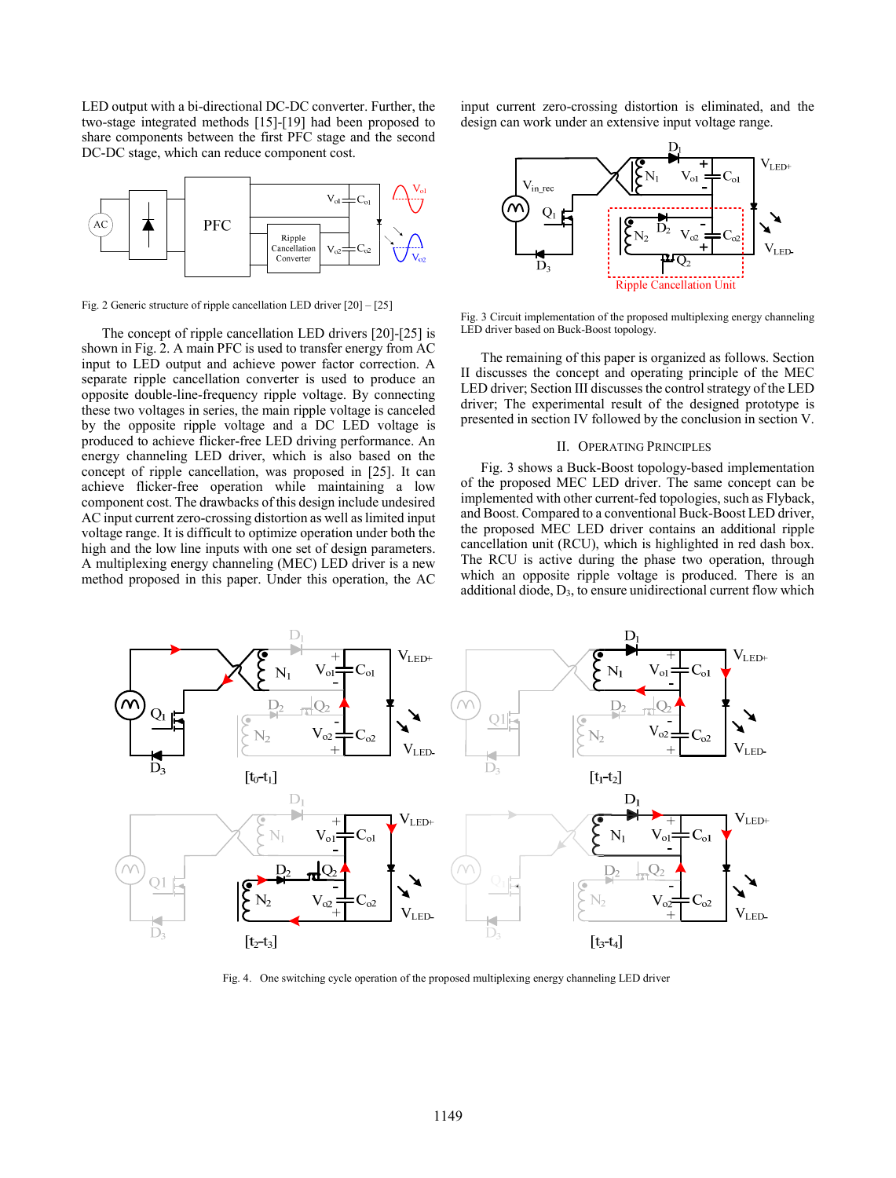LED output with a bi-directional DC-DC converter. Further, the two-stage integrated methods [15]-[19] had been proposed to share components between the first PFC stage and the second DC-DC stage, which can reduce component cost.

Fig. 2 Generic structure of ripple cancellation LED driver [20] – [25]

The concept of ripple cancellation LED drivers [20]-[25] is shown in Fig. 2. A main PFC is used to transfer energy from AC input to LED output and achieve power factor correction. A separate ripple cancellation converter is used to produce an opposite double-line-frequency ripple voltage. By connecting these two voltages in series, the main ripple voltage is canceled by the opposite ripple voltage and a DC LED voltage is produced to achieve flicker-free LED driving performance. An energy channeling LED driver, which is also based on the concept of ripple cancellation, was proposed in [25]. It can achieve flicker-free operation while maintaining a low component cost. The drawbacks of this design include undesired AC input current zero-crossing distortion as well as limited input voltage range. It is difficult to optimize operation under both the high and the low line inputs with one set of design parameters. A multiplexing energy channeling (MEC) LED driver is a new method proposed in this paper. Under this operation, the AC input current zero-crossing distortion is eliminated, and the design can work under an extensive input voltage range.

Fig. 3 Circuit implementation of the proposed multiplexing energy channeling LED driver based on Buck-Boost topology.

The remaining of this paper is organized as follows. Section II discusses the concept and operating principle of the MEC LED driver; Section III discusses the control strategy of the LED driver; The experimental result of the designed prototype is presented in section IV followed by the conclusion in section V.

## II. Operating Principles

Fig. 3 shows a Buck-Boost topology-based implementation of the proposed MEC LED driver. The same concept can be implemented with other current-fed topologies, such as Flyback, and Boost. Compared to a conventional Buck-Boost LED driver, the proposed MEC LED driver contains an additional ripple cancellation unit (RCU), which is highlighted in red dash box. The RCU is active during the phase two operation, through which an opposite ripple voltage is produced. There is an additional diode, $D_3$, to ensure unidirectional current flow which

Fig. 4. One switching cycle operation of the proposed multiplexing energy channeling LED driver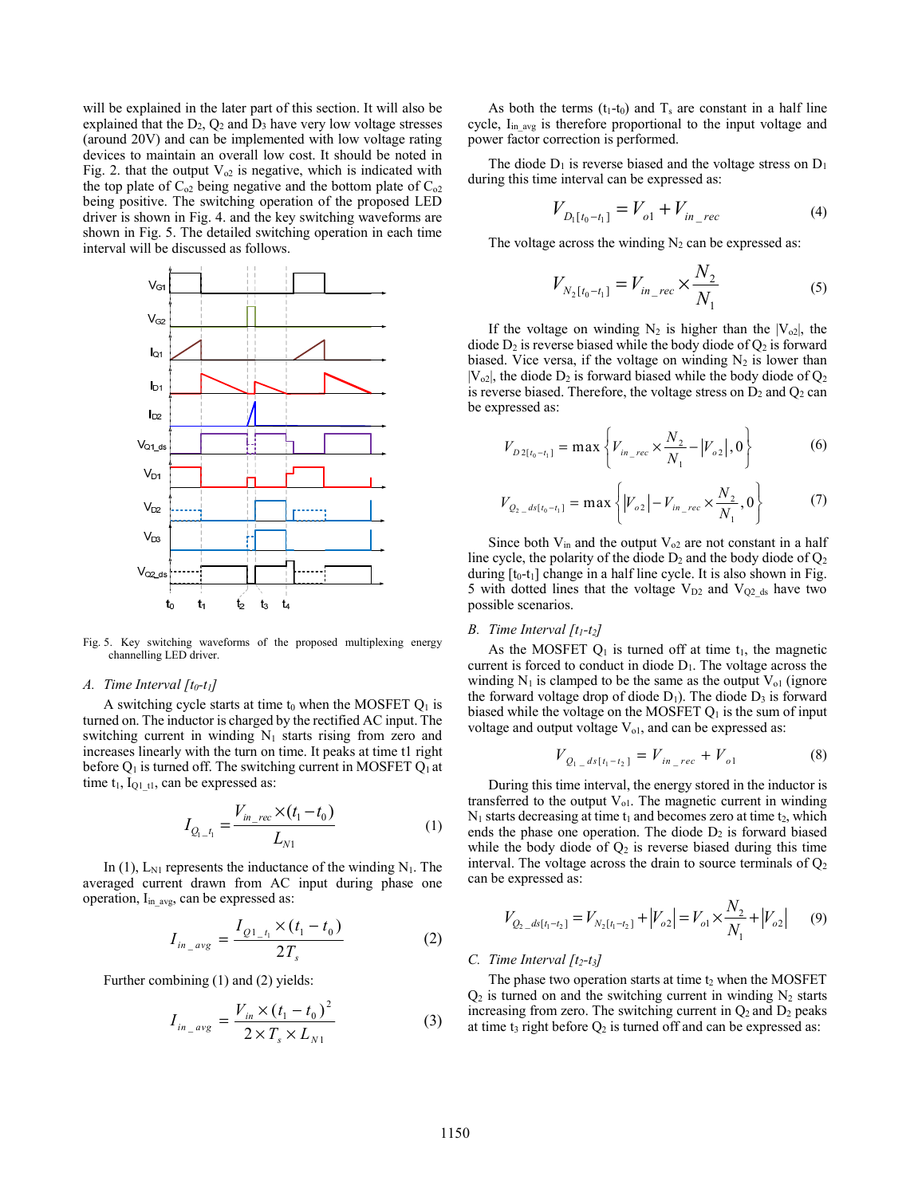will be explained in the later part of this section. It will also be explained that the $D_2$, $Q_2$ and $D_3$ have very low voltage stresses (around 20V) and can be implemented with low voltage rating devices to maintain an overall low cost. It should be noted in Fig. 2. that the output $V_{o2}$ is negative, which is indicated with the top plate of $C_{o2}$ being negative and the bottom plate of $C_{o2}$ being positive. The switching operation of the proposed LED driver is shown in Fig. 4. and the key switching waveforms are shown in Fig. 5. The detailed switching operation in each time interval will be discussed as follows.

Fig. 5. Key switching waveforms of the proposed multiplexing energy channelling LED driver.

### A. Time Interval [$t_0$-$t_1$]

A switching cycle starts at time $t_0$ when the MOSFET $Q_1$ is turned on. The inductor is charged by the rectified AC input. The switching current in winding $N_1$ starts rising from zero and increases linearly with the turn on time. It peaks at time t1 right before $Q_1$ is turned off. The switching current in MOSFET $Q_1$ at time $t_1$, $I_{Q1\_t1}$, can be expressed as:

$$I_{Q_1\_t_1} = \frac{V_{in\_rec} \times (t_1 - t_0)}{L_{N1}} \tag{1}$$

In (1), $L_{N1}$ represents the inductance of the winding $N_1$. The averaged current drawn from AC input during phase one operation, $I_{in\_avg}$, can be expressed as:

$$I_{in\_avg} = \frac{I_{Q1\_t_1} \times (t_1 - t_0)}{2T_s} \tag{2}$$

Further combining (1) and (2) yields:

$$I_{in\_avg} = \frac{V_{in} \times (t_1 - t_0)^2}{2 \times T_s \times L_{N1}} \tag{3}$$

As both the terms ($t_1$-$t_0$) and $T_s$ are constant in a half line cycle, $I_{in\_avg}$ is therefore proportional to the input voltage and power factor correction is performed.

The diode $D_1$ is reverse biased and the voltage stress on $D_1$ during this time interval can be expressed as:

$$V_{D_1[t_0-t_1]} = V_{o1} + V_{in\_rec} \tag{4}$$

The voltage across the winding $N_2$ can be expressed as:

$$V_{N_2[t_0-t_1]} = V_{in\_rec} \times \frac{N_2}{N_1} \tag{5}$$

If the voltage on winding $N_2$ is higher than the $|V_{o2}|$, the diode $D_2$ is reverse biased while the body diode of $Q_2$ is forward biased. Vice versa, if the voltage on winding $N_2$ is lower than $|V_{o2}|$, the diode $D_2$ is forward biased while the body diode of $Q_2$ is reverse biased. Therefore, the voltage stress on $D_2$ and $Q_2$ can be expressed as:

$$V_{D2[t_0-t_1]} = \max\left\{V_{in\_rec} \times \frac{N_2}{N_1} - |V_{o2}|, 0\right\} \tag{6}$$

$$V_{Q_2\_ds[t_0-t_1]} = \max\left\{|V_{o2}| - V_{in\_rec} \times \frac{N_2}{N_1}, 0\right\} \tag{7}$$

Since both $V_{in}$ and the output $V_{o2}$ are not constant in a half line cycle, the polarity of the diode $D_2$ and the body diode of $Q_2$ during [$t_0$-$t_1$] change in a half line cycle. It is also shown in Fig. 5 with dotted lines that the voltage $V_{D2}$ and $V_{Q2\_ds}$ have two possible scenarios.

### B. Time Interval [$t_1$-$t_2$]

As the MOSFET $Q_1$ is turned off at time $t_1$, the magnetic current is forced to conduct in diode $D_1$. The voltage across the winding $N_1$ is clamped to be the same as the output $V_{o1}$ (ignore the forward voltage drop of diode $D_1$). The diode $D_3$ is forward biased while the voltage on the MOSFET $Q_1$ is the sum of input voltage and output voltage $V_{o1}$, and can be expressed as:

$$V_{Q_1\_ds[t_1-t_2]} = V_{in\_rec} + V_{o1} \tag{8}$$

During this time interval, the energy stored in the inductor is transferred to the output $V_{o1}$. The magnetic current in winding $N_1$ starts decreasing at time $t_1$ and becomes zero at time $t_2$, which ends the phase one operation. The diode $D_2$ is forward biased while the body diode of $Q_2$ is reverse biased during this time interval. The voltage across the drain to source terminals of $Q_2$ can be expressed as:

$$V_{Q_2\_ds[t_1-t_2]} = V_{N_2[t_1-t_2]} + |V_{o2}| = V_{o1} \times \frac{N_2}{N_1} + |V_{o2}| \tag{9}$$

### C. Time Interval [$t_2$-$t_3$]

The phase two operation starts at time $t_2$ when the MOSFET $Q_2$ is turned on and the switching current in winding $N_2$ starts increasing from zero. The switching current in $Q_2$ and $D_2$ peaks at time $t_3$ right before $Q_2$ is turned off and can be expressed as: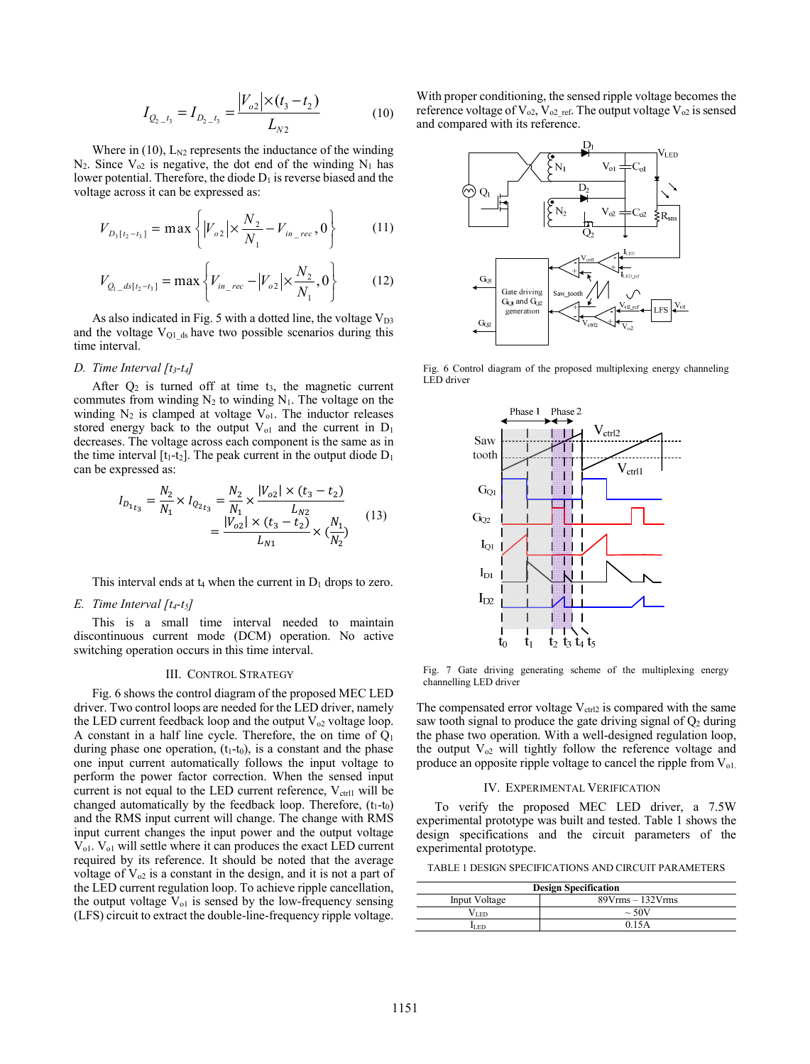$$I_{Q_2\_t_3} = I_{D_2\_t_3} = \frac{|V_{o2}| \times (t_3 - t_2)}{L_{N2}} \quad (10)$$

Where in (10), $L_{N2}$ represents the inductance of the winding $N_2$. Since $V_{o2}$ is negative, the dot end of the winding $N_1$ has lower potential. Therefore, the diode $D_1$ is reverse biased and the voltage across it can be expressed as:

$$V_{D_1[t_2-t_3]} = \max\left\{|V_{o2}| \times \frac{N_2}{N_1} - V_{in\_rec}, 0\right\} \quad (11)$$

$$V_{Q_1\_ds[t_2-t_3]} = \max\left\{V_{in\_rec} - |V_{o2}| \times \frac{N_2}{N_1}, 0\right\} \quad (12)$$

As also indicated in Fig. 5 with a dotted line, the voltage $V_{D3}$ and the voltage $V_{Q1\_ds}$ have two possible scenarios during this time interval.

### D. Time Interval [$t_3$-$t_4$]

After $Q_2$ is turned off at time $t_3$, the magnetic current commutes from winding $N_2$ to winding $N_1$. The voltage on the winding $N_2$ is clamped at voltage $V_{o1}$. The inductor releases stored energy back to the output $V_{o1}$ and the current in $D_1$ decreases. The voltage across each component is the same as in the time interval [$t_1$-$t_2$]. The peak current in the output diode $D_1$ can be expressed as:

$$I_{D_{1t_3}} = \frac{N_2}{N_1} \times I_{Q_{2t_3}} = \frac{N_2}{N_1} \times \frac{|V_{o2}| \times (t_3 - t_2)}{L_{N2}} = \frac{|V_{o2}| \times (t_3 - t_2)}{L_{N1}} \times \left(\frac{N_1}{N_2}\right) \quad (13)$$

This interval ends at $t_4$ when the current in $D_1$ drops to zero.

### E. Time Interval [$t_4$-$t_5$]

This is a small time interval needed to maintain discontinuous current mode (DCM) operation. No active switching operation occurs in this time interval.

## III. Control Strategy

Fig. 6 shows the control diagram of the proposed MEC LED driver. Two control loops are needed for the LED driver, namely the LED current feedback loop and the output $V_{o2}$ voltage loop. A constant in a half line cycle. Therefore, the on time of $Q_1$ during phase one operation, ($t_1$-$t_0$), is a constant and the phase one input current automatically follows the input voltage to perform the power factor correction. When the sensed input current is not equal to the LED current reference, $V_{ctrl1}$ will be changed automatically by the feedback loop. Therefore, ($t_1$-$t_0$) and the RMS input current will change. The change with RMS input current changes the input power and the output voltage $V_{o1}$. $V_{o1}$ will settle where it can produces the exact LED current required by its reference. It should be noted that the average voltage of $V_{o2}$ is a constant in the design, and it is not a part of the LED current regulation loop. To achieve ripple cancellation, the output voltage $V_{o1}$ is sensed by the low-frequency sensing (LFS) circuit to extract the double-line-frequency ripple voltage. With proper conditioning, the sensed ripple voltage becomes the reference voltage of $V_{o2}$, $V_{o2\_ref}$. The output voltage $V_{o2}$ is sensed and compared with its reference.

Fig. 6 Control diagram of the proposed multiplexing energy channeling LED driver

Fig. 7 Gate driving generating scheme of the multiplexing energy channelling LED driver

The compensated error voltage $V_{ctrl2}$ is compared with the same saw tooth signal to produce the gate driving signal of $Q_2$ during the phase two operation. With a well-designed regulation loop, the output $V_{o2}$ will tightly follow the reference voltage and produce an opposite ripple voltage to cancel the ripple from $V_{o1}$.

## IV. Experimental Verification

To verify the proposed MEC LED driver, a 7.5W experimental prototype was built and tested. Table 1 shows the design specifications and the circuit parameters of the experimental prototype.

TABLE 1 DESIGN SPECIFICATIONS AND CIRCUIT PARAMETERS

| Design Specification | |
|---|---|
| Input Voltage | 89Vrms – 132Vrms |
| $V_{LED}$ | ~ 50V |
| $I_{LED}$ | 0.15A |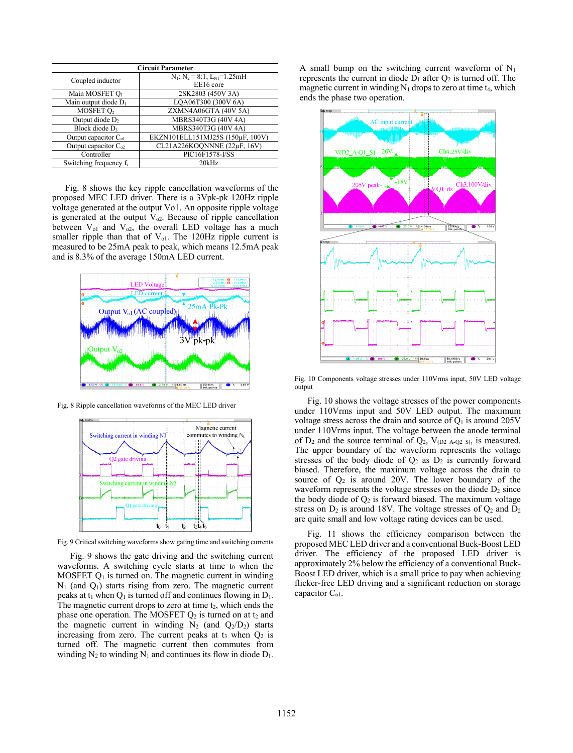| Circuit Parameter | |
|---|---|
| Coupled inductor | $N_1$: $N_2$ = 8:1, $L_{N1}$=1.25mH EE16 core |
| Main MOSFET $Q_1$ | 2SK2803 (450V 3A) |
| Main output diode $D_1$ | LQA06T300 (300V 6A) |
| MOSFET $Q_2$ | ZXMN4A06GTA (40V 5A) |
| Output diode $D_2$ | MBRS340T3G (40V 4A) |
| Block diode $D_3$ | MBRS340T3G (40V 4A) |
| Output capacitor $C_{o1}$ | EKZN101ELL151MJ25S (150µF, 100V) |
| Output capacitor $C_{o2}$ | CL21A226KOQNNNE (22µF, 16V) |
| Controller | PIC16F1578-I/SS |
| Switching frequency $f_s$ | 20kHz |

Fig. 8 shows the key ripple cancellation waveforms of the proposed MEC LED driver. There is a 3Vpk-pk 120Hz ripple voltage generated at the output Vo1. An opposite ripple voltage is generated at the output $V_{o2}$. Because of ripple cancellation between $V_{o1}$ and $V_{o2}$, the overall LED voltage has a much smaller ripple than that of $V_{o1}$. The 120Hz ripple current is measured to be 25mA peak to peak, which means 12.5mA peak and is 8.3% of the average 150mA LED current.

Fig. 8 Ripple cancellation waveforms of the MEC LED driver

Fig. 9 Critical switching waveforms show gating time and switching currents

Fig. 9 shows the gate driving and the switching current waveforms. A switching cycle starts at time $t_0$ when the MOSFET $Q_1$ is turned on. The magnetic current in winding $N_1$ (and $Q_1$) starts rising from zero. The magnetic current peaks at $t_1$ when $Q_1$ is turned off and continues flowing in $D_1$. The magnetic current drops to zero at time $t_2$, which ends the phase one operation. The MOSFET $Q_2$ is turned on at $t_2$ and the magnetic current in winding $N_2$ (and $Q_2$/$D_2$) starts increasing from zero. The current peaks at $t_3$ when $Q_2$ is turned off. The magnetic current then commutes from winding $N_2$ to winding $N_1$ and continues its flow in diode $D_1$.

A small bump on the switching current waveform of $N_1$ represents the current in diode $D_1$ after $Q_2$ is turned off. The magnetic current in winding $N_1$ drops to zero at time $t_4$, which ends the phase two operation.

Fig. 10 Components voltage stresses under 110Vrms input, 50V LED voltage output

Fig. 10 shows the voltage stresses of the power components under 110Vrms input and 50V LED output. The maximum voltage stress across the drain and source of $Q_1$ is around 205V under 110Vrms input. The voltage between the anode terminal of $D_2$ and the source terminal of $Q_2$, $V_{(D2\_A\text{-}Q2\_S)}$, is measured. The upper boundary of the waveform represents the voltage stresses of the body diode of $Q_2$ as $D_2$ is currently forward biased. Therefore, the maximum voltage across the drain to source of $Q_2$ is around 20V. The lower boundary of the waveform represents the voltage stresses on the diode $D_2$ since the body diode of $Q_2$ is forward biased. The maximum voltage stress on $D_2$ is around 18V. The voltage stresses of $Q_2$ and $D_2$ are quite small and low voltage rating devices can be used.

Fig. 11 shows the efficiency comparison between the proposed MEC LED driver and a conventional Buck-Boost LED driver. The efficiency of the proposed LED driver is approximately 2% below the efficiency of a conventional Buck-Boost LED driver, which is a small price to pay when achieving flicker-free LED driving and a significant reduction on storage capacitor $C_{o1}$.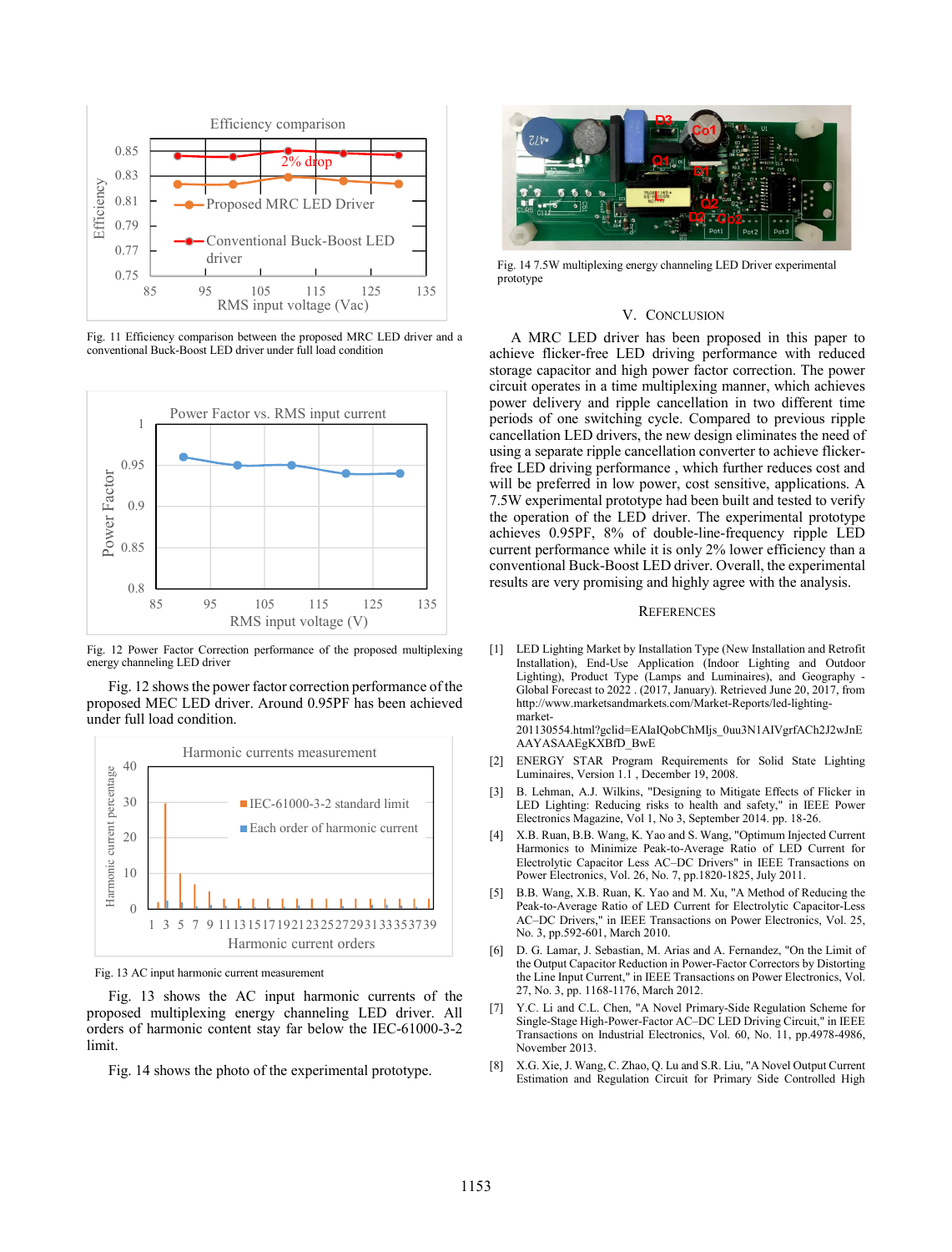Fig. 11 Efficiency comparison between the proposed MRC LED driver and a conventional Buck-Boost LED driver under full load condition

Fig. 12 Power Factor Correction performance of the proposed multiplexing energy channeling LED driver

Fig. 12 shows the power factor correction performance of the proposed MEC LED driver. Around 0.95PF has been achieved under full load condition.

Fig. 13 AC input harmonic current measurement

Fig. 13 shows the AC input harmonic currents of the proposed multiplexing energy channeling LED driver. All orders of harmonic content stay far below the IEC-61000-3-2 limit.

Fig. 14 shows the photo of the experimental prototype.

Fig. 14 7.5W multiplexing energy channeling LED Driver experimental prototype

## V. Conclusion

A MRC LED driver has been proposed in this paper to achieve flicker-free LED driving performance with reduced storage capacitor and high power factor correction. The power circuit operates in a time multiplexing manner, which achieves power delivery and ripple cancellation in two different time periods of one switching cycle. Compared to previous ripple cancellation LED drivers, the new design eliminates the need of using a separate ripple cancellation converter to achieve flicker-free LED driving performance , which further reduces cost and will be preferred in low power, cost sensitive, applications. A 7.5W experimental prototype had been built and tested to verify the operation of the LED driver. The experimental prototype achieves 0.95PF, 8% of double-line-frequency ripple LED current performance while it is only 2% lower efficiency than a conventional Buck-Boost LED driver. Overall, the experimental results are very promising and highly agree with the analysis.

## References

[1] LED Lighting Market by Installation Type (New Installation and Retrofit Installation), End-Use Application (Indoor Lighting and Outdoor Lighting), Product Type (Lamps and Luminaires), and Geography - Global Forecast to 2022 . (2017, January). Retrieved June 20, 2017, from http://www.marketsandmarkets.com/Market-Reports/led-lighting-market-201130554.html?gclid=EAIaIQobChMIjs_0uu3N1AIVgrfACh2J2wJnEAAYASAAEgKXBfD_BwE

[2] ENERGY STAR Program Requirements for Solid State Lighting Luminaires, Version 1.1 , December 19, 2008.

[3] B. Lehman, A.J. Wilkins, "Designing to Mitigate Effects of Flicker in LED Lighting: Reducing risks to health and safety," in IEEE Power Electronics Magazine, Vol 1, No 3, September 2014. pp. 18-26.

[4] X.B. Ruan, B.B. Wang, K. Yao and S. Wang, "Optimum Injected Current Harmonics to Minimize Peak-to-Average Ratio of LED Current for Electrolytic Capacitor Less AC–DC Drivers" in IEEE Transactions on Power Electronics, Vol. 26, No. 7, pp.1820-1825, July 2011.

[5] B.B. Wang, X.B. Ruan, K. Yao and M. Xu, "A Method of Reducing the Peak-to-Average Ratio of LED Current for Electrolytic Capacitor-Less AC–DC Drivers," in IEEE Transactions on Power Electronics, Vol. 25, No. 3, pp.592-601, March 2010.

[6] D. G. Lamar, J. Sebastian, M. Arias and A. Fernandez, "On the Limit of the Output Capacitor Reduction in Power-Factor Correctors by Distorting the Line Input Current," in IEEE Transactions on Power Electronics, Vol. 27, No. 3, pp. 1168-1176, March 2012.

[7] Y.C. Li and C.L. Chen, "A Novel Primary-Side Regulation Scheme for Single-Stage High-Power-Factor AC–DC LED Driving Circuit," in IEEE Transactions on Industrial Electronics, Vol. 60, No. 11, pp.4978-4986, November 2013.

[8] X.G. Xie, J. Wang, C. Zhao, Q. Lu and S.R. Liu, "A Novel Output Current Estimation and Regulation Circuit for Primary Side Controlled High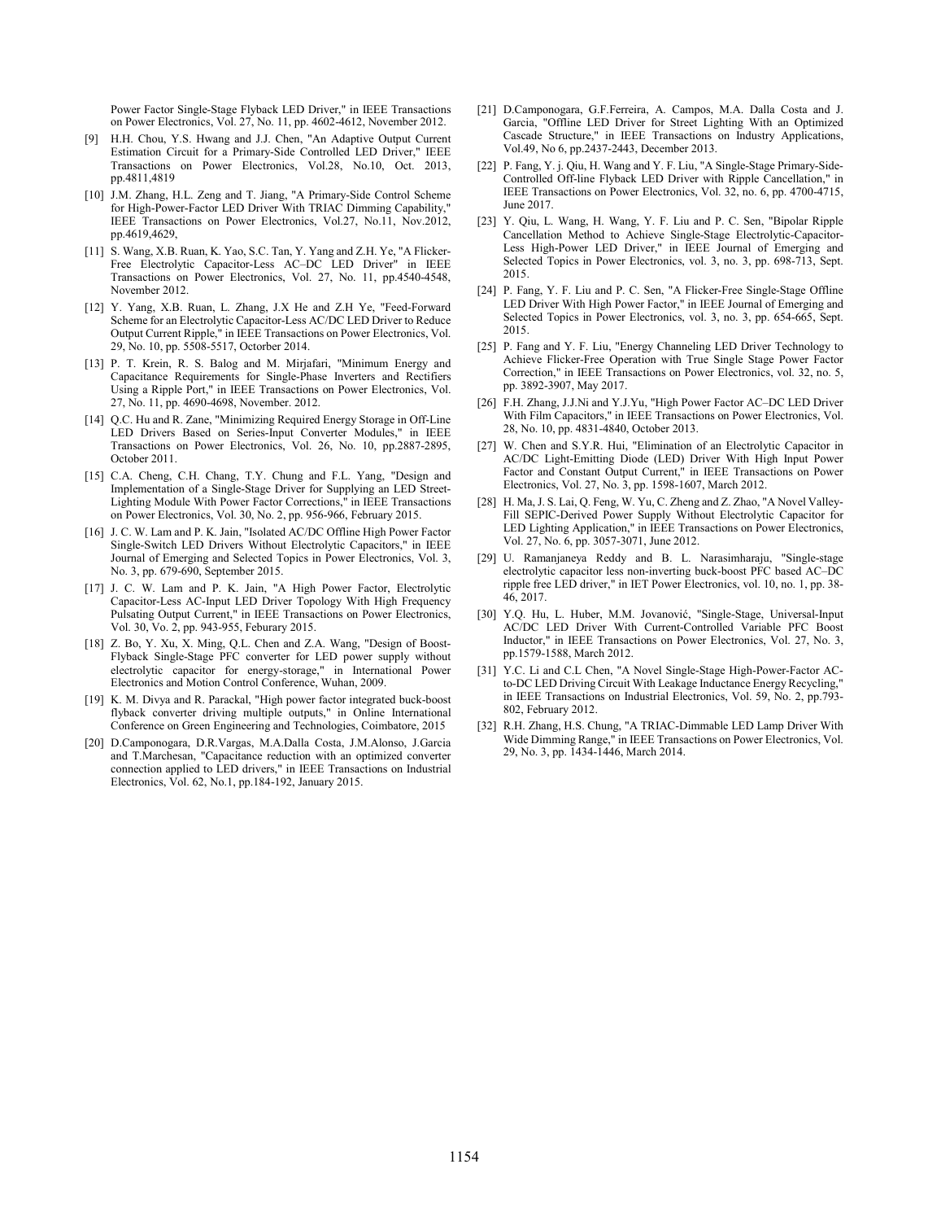Power Factor Single-Stage Flyback LED Driver," in IEEE Transactions on Power Electronics, Vol. 27, No. 11, pp. 4602-4612, November 2012.

[9] H.H. Chou, Y.S. Hwang and J.J. Chen, "An Adaptive Output Current Estimation Circuit for a Primary-Side Controlled LED Driver," IEEE Transactions on Power Electronics, Vol.28, No.10, Oct. 2013, pp.4811,4819

[10] J.M. Zhang, H.L. Zeng and T. Jiang, "A Primary-Side Control Scheme for High-Power-Factor LED Driver With TRIAC Dimming Capability," IEEE Transactions on Power Electronics, Vol.27, No.11, Nov.2012, pp.4619,4629,

[11] S. Wang, X.B. Ruan, K. Yao, S.C. Tan, Y. Yang and Z.H. Ye, "A Flicker-Free Electrolytic Capacitor-Less AC–DC LED Driver" in IEEE Transactions on Power Electronics, Vol. 27, No. 11, pp.4540-4548, November 2012.

[12] Y. Yang, X.B. Ruan, L. Zhang, J.X He and Z.H Ye, "Feed-Forward Scheme for an Electrolytic Capacitor-Less AC/DC LED Driver to Reduce Output Current Ripple," in IEEE Transactions on Power Electronics, Vol. 29, No. 10, pp. 5508-5517, Octorber 2014.

[13] P. T. Krein, R. S. Balog and M. Mirjafari, "Minimum Energy and Capacitance Requirements for Single-Phase Inverters and Rectifiers Using a Ripple Port," in IEEE Transactions on Power Electronics, Vol. 27, No. 11, pp. 4690-4698, November. 2012.

[14] Q.C. Hu and R. Zane, "Minimizing Required Energy Storage in Off-Line LED Drivers Based on Series-Input Converter Modules," in IEEE Transactions on Power Electronics, Vol. 26, No. 10, pp.2887-2895, October 2011.

[15] C.A. Cheng, C.H. Chang, T.Y. Chung and F.L. Yang, "Design and Implementation of a Single-Stage Driver for Supplying an LED Street-Lighting Module With Power Factor Corrections," in IEEE Transactions on Power Electronics, Vol. 30, No. 2, pp. 956-966, February 2015.

[16] J. C. W. Lam and P. K. Jain, "Isolated AC/DC Offline High Power Factor Single-Switch LED Drivers Without Electrolytic Capacitors," in IEEE Journal of Emerging and Selected Topics in Power Electronics, Vol. 3, No. 3, pp. 679-690, September 2015.

[17] J. C. W. Lam and P. K. Jain, "A High Power Factor, Electrolytic Capacitor-Less AC-Input LED Driver Topology With High Frequency Pulsating Output Current," in IEEE Transactions on Power Electronics, Vol. 30, Vo. 2, pp. 943-955, Feburary 2015.

[18] Z. Bo, Y. Xu, X. Ming, Q.L. Chen and Z.A. Wang, "Design of Boost-Flyback Single-Stage PFC converter for LED power supply without electrolytic capacitor for energy-storage," in International Power Electronics and Motion Control Conference, Wuhan, 2009.

[19] K. M. Divya and R. Parackal, "High power factor integrated buck-boost flyback converter driving multiple outputs," in Online International Conference on Green Engineering and Technologies, Coimbatore, 2015

[20] D.Camponogara, D.R.Vargas, M.A.Dalla Costa, J.M.Alonso, J.Garcia and T.Marchesan, "Capacitance reduction with an optimized converter connection applied to LED drivers," in IEEE Transactions on Industrial Electronics, Vol. 62, No.1, pp.184-192, January 2015.

[21] D.Camponogara, G.F.Ferreira, A. Campos, M.A. Dalla Costa and J. Garcia, "Offline LED Driver for Street Lighting With an Optimized Cascade Structure," in IEEE Transactions on Industry Applications, Vol.49, No 6, pp.2437-2443, December 2013.

[22] P. Fang, Y. j. Qiu, H. Wang and Y. F. Liu, "A Single-Stage Primary-Side-Controlled Off-line Flyback LED Driver with Ripple Cancellation," in IEEE Transactions on Power Electronics, Vol. 32, no. 6, pp. 4700-4715, June 2017.

[23] Y. Qiu, L. Wang, H. Wang, Y. F. Liu and P. C. Sen, "Bipolar Ripple Cancellation Method to Achieve Single-Stage Electrolytic-Capacitor-Less High-Power LED Driver," in IEEE Journal of Emerging and Selected Topics in Power Electronics, vol. 3, no. 3, pp. 698-713, Sept. 2015.

[24] P. Fang, Y. F. Liu and P. C. Sen, "A Flicker-Free Single-Stage Offline LED Driver With High Power Factor," in IEEE Journal of Emerging and Selected Topics in Power Electronics, vol. 3, no. 3, pp. 654-665, Sept. 2015.

[25] P. Fang and Y. F. Liu, "Energy Channeling LED Driver Technology to Achieve Flicker-Free Operation with True Single Stage Power Factor Correction," in IEEE Transactions on Power Electronics, vol. 32, no. 5, pp. 3892-3907, May 2017.

[26] F.H. Zhang, J.J.Ni and Y.J.Yu, "High Power Factor AC–DC LED Driver With Film Capacitors," in IEEE Transactions on Power Electronics, Vol. 28, No. 10, pp. 4831-4840, October 2013.

[27] W. Chen and S.Y.R. Hui, "Elimination of an Electrolytic Capacitor in AC/DC Light-Emitting Diode (LED) Driver With High Input Power Factor and Constant Output Current," in IEEE Transactions on Power Electronics, Vol. 27, No. 3, pp. 1598-1607, March 2012.

[28] H. Ma, J. S. Lai, Q. Feng, W. Yu, C. Zheng and Z. Zhao, "A Novel Valley-Fill SEPIC-Derived Power Supply Without Electrolytic Capacitor for LED Lighting Application," in IEEE Transactions on Power Electronics, Vol. 27, No. 6, pp. 3057-3071, June 2012.

[29] U. Ramanjaneya Reddy and B. L. Narasimharaju, "Single-stage electrolytic capacitor less non-inverting buck-boost PFC based AC–DC ripple free LED driver," in IET Power Electronics, vol. 10, no. 1, pp. 38-46, 2017.

[30] Y.Q. Hu, L. Huber, M.M. Jovanović, "Single-Stage, Universal-Input AC/DC LED Driver With Current-Controlled Variable PFC Boost Inductor," in IEEE Transactions on Power Electronics, Vol. 27, No. 3, pp.1579-1588, March 2012.

[31] Y.C. Li and C.L Chen, "A Novel Single-Stage High-Power-Factor AC-to-DC LED Driving Circuit With Leakage Inductance Energy Recycling," in IEEE Transactions on Industrial Electronics, Vol. 59, No. 2, pp.793-802, February 2012.

[32] R.H. Zhang, H.S. Chung, "A TRIAC-Dimmable LED Lamp Driver With Wide Dimming Range," in IEEE Transactions on Power Electronics, Vol. 29, No. 3, pp. 1434-1446, March 2014.